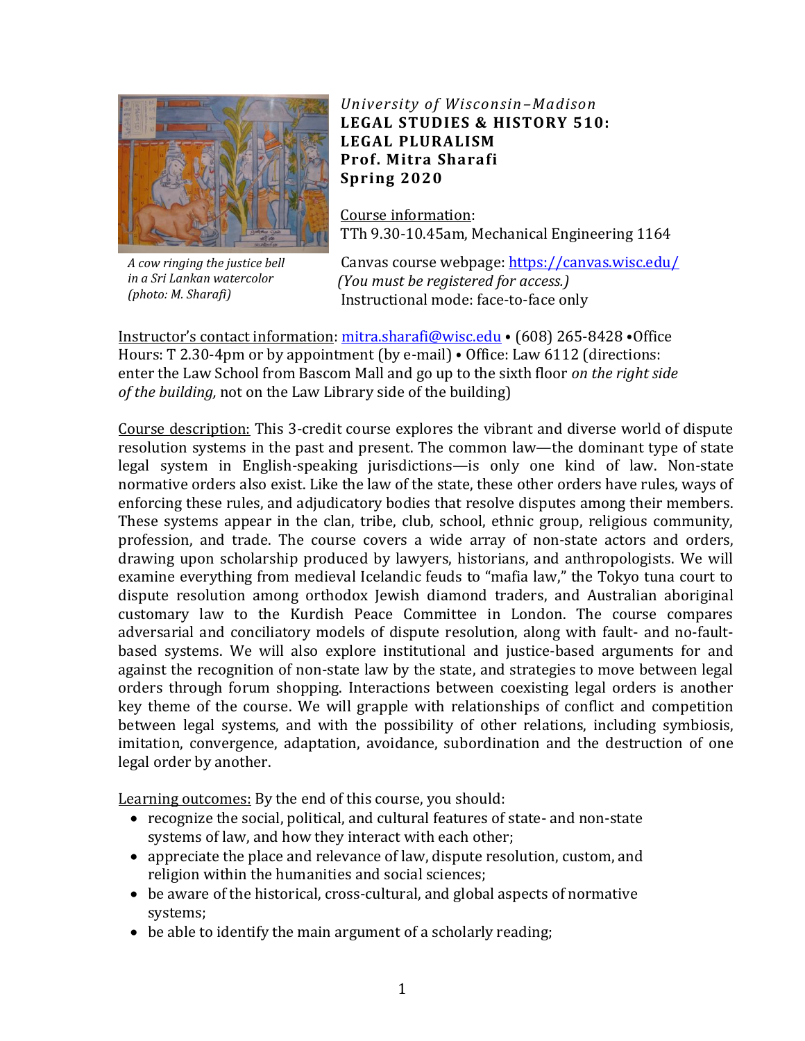A cow ringing the justice bell in a Sri Lankan watercolor (photo: M. Sharafi)

*University of Wisconsin–Madison*
**LEGAL STUDIES & HISTORY 510:**
**LEGAL PLURALISM**
**Prof. Mitra Sharafi**
**Spring 2020**

Course information:
TTh 9.30-10.45am, Mechanical Engineering 1164

Canvas course webpage: https://canvas.wisc.edu/
*(You must be registered for access.)*
Instructional mode: face-to-face only

Instructor's contact information: mitra.sharafi@wisc.edu • (608) 265-8428 •Office Hours: T 2.30-4pm or by appointment (by e-mail) • Office: Law 6112 (directions: enter the Law School from Bascom Mall and go up to the sixth floor *on the right side of the building,* not on the Law Library side of the building)

Course description: This 3-credit course explores the vibrant and diverse world of dispute resolution systems in the past and present. The common law—the dominant type of state legal system in English-speaking jurisdictions—is only one kind of law. Non-state normative orders also exist. Like the law of the state, these other orders have rules, ways of enforcing these rules, and adjudicatory bodies that resolve disputes among their members. These systems appear in the clan, tribe, club, school, ethnic group, religious community, profession, and trade. The course covers a wide array of non-state actors and orders, drawing upon scholarship produced by lawyers, historians, and anthropologists. We will examine everything from medieval Icelandic feuds to "mafia law," the Tokyo tuna court to dispute resolution among orthodox Jewish diamond traders, and Australian aboriginal customary law to the Kurdish Peace Committee in London. The course compares adversarial and conciliatory models of dispute resolution, along with fault- and no-fault-based systems. We will also explore institutional and justice-based arguments for and against the recognition of non-state law by the state, and strategies to move between legal orders through forum shopping. Interactions between coexisting legal orders is another key theme of the course. We will grapple with relationships of conflict and competition between legal systems, and with the possibility of other relations, including symbiosis, imitation, convergence, adaptation, avoidance, subordination and the destruction of one legal order by another.

Learning outcomes: By the end of this course, you should:

- recognize the social, political, and cultural features of state- and non-state systems of law, and how they interact with each other;
- appreciate the place and relevance of law, dispute resolution, custom, and religion within the humanities and social sciences;
- be aware of the historical, cross-cultural, and global aspects of normative systems;
- be able to identify the main argument of a scholarly reading;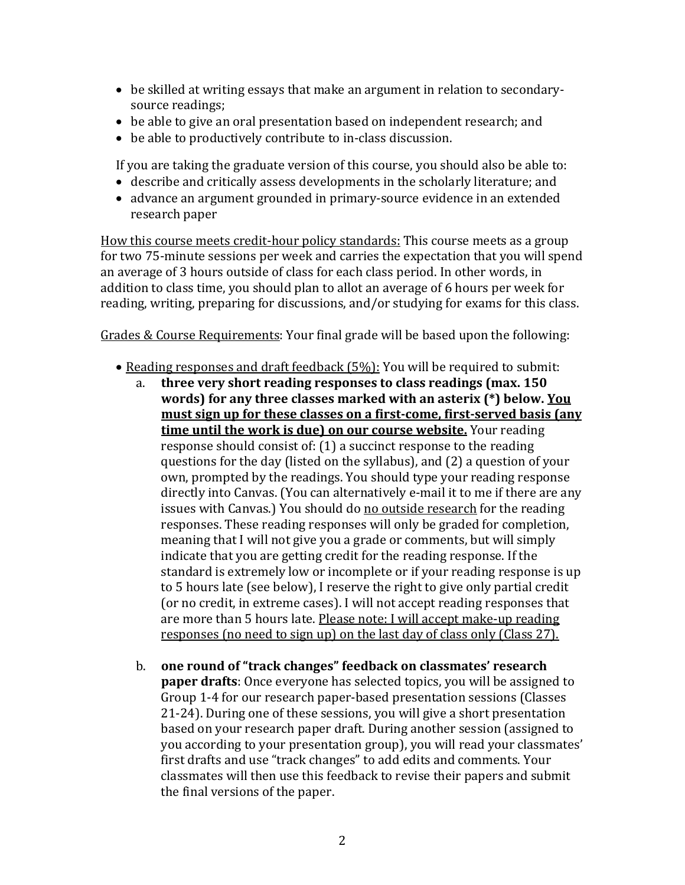- be skilled at writing essays that make an argument in relation to secondary-source readings;
- be able to give an oral presentation based on independent research; and
- be able to productively contribute to in-class discussion.

If you are taking the graduate version of this course, you should also be able to:

- describe and critically assess developments in the scholarly literature; and
- advance an argument grounded in primary-source evidence in an extended research paper

<u>How this course meets credit-hour policy standards:</u> This course meets as a group for two 75-minute sessions per week and carries the expectation that you will spend an average of 3 hours outside of class for each class period. In other words, in addition to class time, you should plan to allot an average of 6 hours per week for reading, writing, preparing for discussions, and/or studying for exams for this class.

<u>Grades & Course Requirements</u>: Your final grade will be based upon the following:

- <u>Reading responses and draft feedback (5%):</u> You will be required to submit:
    a. **three very short reading responses to class readings (max. 150 words) for any three classes marked with an asterix (*) below. <u>You must sign up for these classes on a first-come, first-served basis (any time until the work is due) on our course website.</u>** Your reading response should consist of: (1) a succinct response to the reading questions for the day (listed on the syllabus), and (2) a question of your own, prompted by the readings. You should type your reading response directly into Canvas. (You can alternatively e-mail it to me if there are any issues with Canvas.) You should do <u>no outside research</u> for the reading responses. These reading responses will only be graded for completion, meaning that I will not give you a grade or comments, but will simply indicate that you are getting credit for the reading response. If the standard is extremely low or incomplete or if your reading response is up to 5 hours late (see below), I reserve the right to give only partial credit (or no credit, in extreme cases). I will not accept reading responses that are more than 5 hours late. <u>Please note: I will accept make-up reading responses (no need to sign up) on the last day of class only (Class 27).</u>

    b. **one round of "track changes" feedback on classmates' research paper drafts**: Once everyone has selected topics, you will be assigned to Group 1-4 for our research paper-based presentation sessions (Classes 21-24). During one of these sessions, you will give a short presentation based on your research paper draft. During another session (assigned to you according to your presentation group), you will read your classmates' first drafts and use "track changes" to add edits and comments. Your classmates will then use this feedback to revise their papers and submit the final versions of the paper.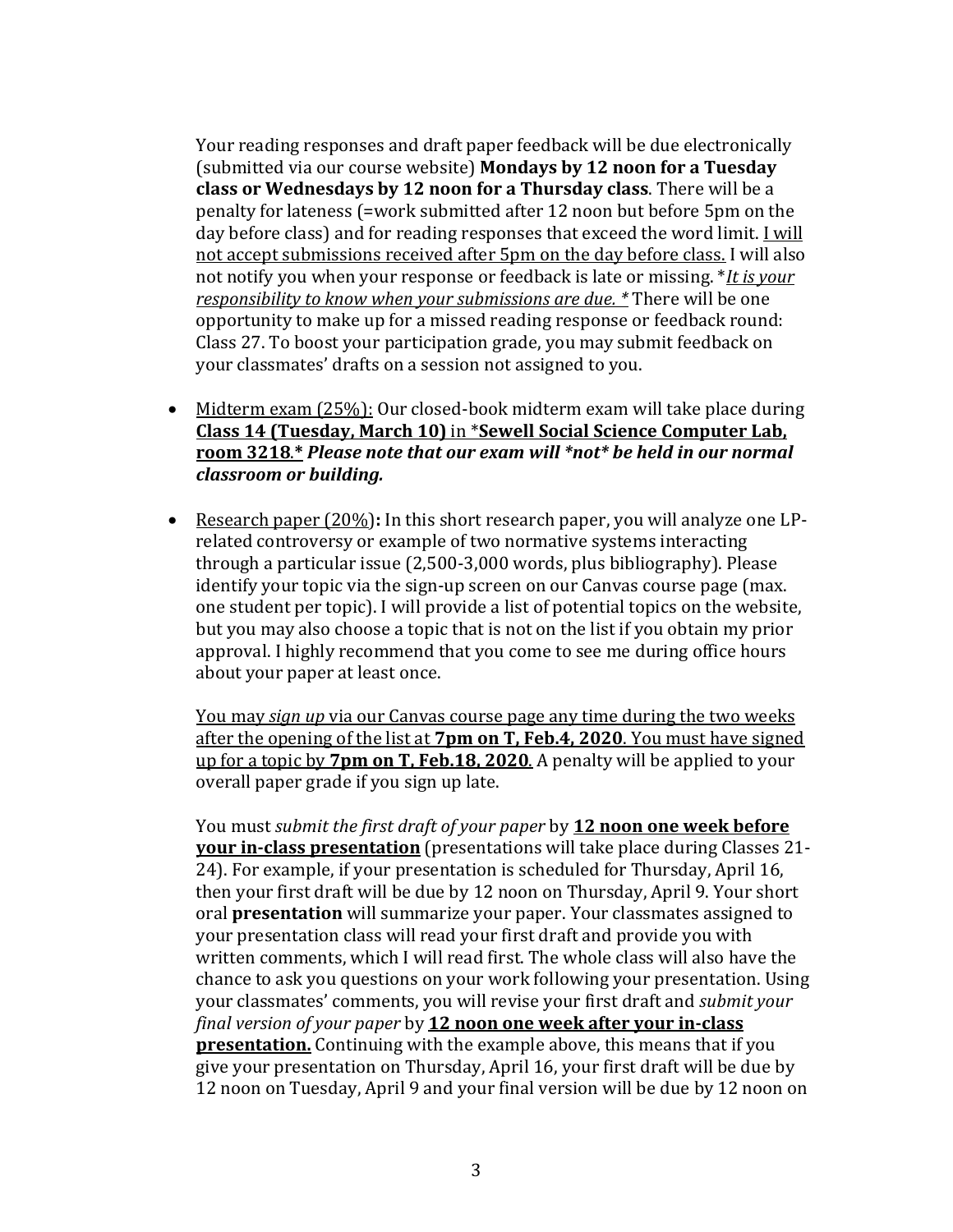Your reading responses and draft paper feedback will be due electronically (submitted via our course website) **Mondays by 12 noon for a Tuesday class or Wednesdays by 12 noon for a Thursday class**. There will be a penalty for lateness (=work submitted after 12 noon but before 5pm on the day before class) and for reading responses that exceed the word limit. <u>I will not accept submissions received after 5pm on the day before class.</u> I will also not notify you when your response or feedback is late or missing. *<u>*It is your responsibility to know when your submissions are due.*</u> * There will be one opportunity to make up for a missed reading response or feedback round: Class 27. To boost your participation grade, you may submit feedback on your classmates' drafts on a session not assigned to you.

- <u>Midterm exam (25%):</u> Our closed-book midterm exam will take place during **<u>Class 14 (Tuesday, March 10)</u>** <u>in *</u>**<u>Sewell Social Science Computer Lab, room 3218</u>**<u>.*</u> ***Please note that our exam will *not* be held in our normal classroom or building.***

- <u>Research paper (20%)</u>**:** In this short research paper, you will analyze one LP-related controversy or example of two normative systems interacting through a particular issue (2,500-3,000 words, plus bibliography). Please identify your topic via the sign-up screen on our Canvas course page (max. one student per topic). I will provide a list of potential topics on the website, but you may also choose a topic that is not on the list if you obtain my prior approval. I highly recommend that you come to see me during office hours about your paper at least once.

  <u>You may *sign up* via our Canvas course page any time during the two weeks after the opening of the list at **7pm on T, Feb.4, 2020**. You must have signed up for a topic by **7pm on T, Feb.18, 2020**.</u> A penalty will be applied to your overall paper grade if you sign up late.

  You must *submit the first draft of your paper* by **<u>12 noon one week before your in-class presentation</u>** (presentations will take place during Classes 21-24). For example, if your presentation is scheduled for Thursday, April 16, then your first draft will be due by 12 noon on Thursday, April 9. Your short oral **presentation** will summarize your paper. Your classmates assigned to your presentation class will read your first draft and provide you with written comments, which I will read first. The whole class will also have the chance to ask you questions on your work following your presentation. Using your classmates' comments, you will revise your first draft and *submit your final version of your paper* by **<u>12 noon one week after your in-class presentation.</u>** Continuing with the example above, this means that if you give your presentation on Thursday, April 16, your first draft will be due by 12 noon on Tuesday, April 9 and your final version will be due by 12 noon on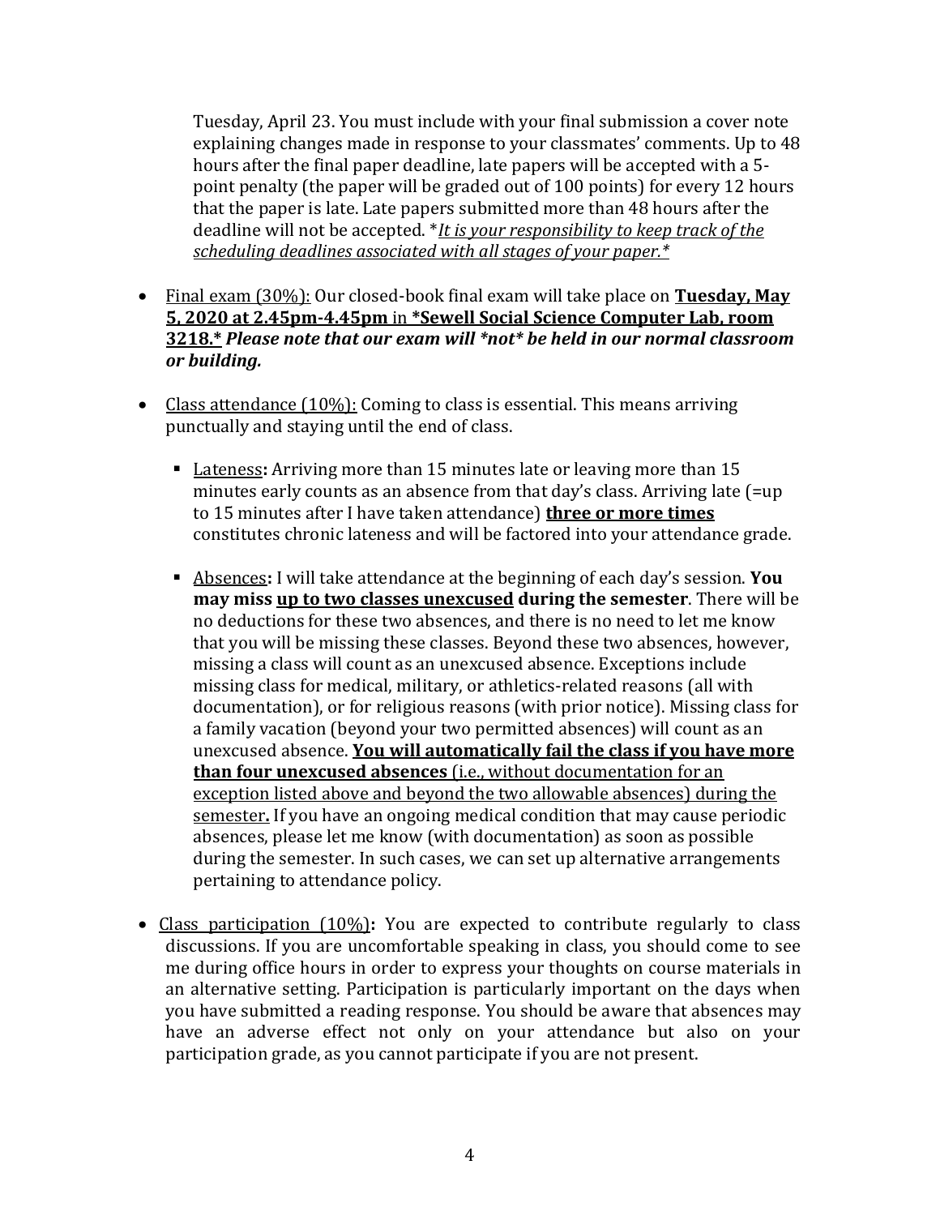Tuesday, April 23. You must include with your final submission a cover note explaining changes made in response to your classmates' comments. Up to 48 hours after the final paper deadline, late papers will be accepted with a 5-point penalty (the paper will be graded out of 100 points) for every 12 hours that the paper is late. Late papers submitted more than 48 hours after the deadline will not be accepted. *<u>*It is your responsibility to keep track of the scheduling deadlines associated with all stages of your paper.*</u>*

- <u>Final exam (30%):</u> Our closed-book final exam will take place on **<u>Tuesday, May 5, 2020 at 2.45pm-4.45pm</u>** in **<u>*Sewell Social Science Computer Lab, room 3218.*</u>** ***Please note that our exam will *not* be held in our normal classroom or building.***

- <u>Class attendance (10%):</u> Coming to class is essential. This means arriving punctually and staying until the end of class.

  - <u>Lateness</u>**:** Arriving more than 15 minutes late or leaving more than 15 minutes early counts as an absence from that day's class. Arriving late (=up to 15 minutes after I have taken attendance) **<u>three or more times</u>** constitutes chronic lateness and will be factored into your attendance grade.

  - <u>Absences</u>**:** I will take attendance at the beginning of each day's session. **You may miss <u>up to two classes unexcused</u> during the semester**. There will be no deductions for these two absences, and there is no need to let me know that you will be missing these classes. Beyond these two absences, however, missing a class will count as an unexcused absence. Exceptions include missing class for medical, military, or athletics-related reasons (all with documentation), or for religious reasons (with prior notice). Missing class for a family vacation (beyond your two permitted absences) will count as an unexcused absence. **<u>You will automatically fail the class if you have more than four unexcused absences</u>** <u>(i.e., without documentation for an exception listed above and beyond the two allowable absences) during the semester</u>**.** If you have an ongoing medical condition that may cause periodic absences, please let me know (with documentation) as soon as possible during the semester. In such cases, we can set up alternative arrangements pertaining to attendance policy.

- <u>Class participation (10%)</u>**:** You are expected to contribute regularly to class discussions. If you are uncomfortable speaking in class, you should come to see me during office hours in order to express your thoughts on course materials in an alternative setting. Participation is particularly important on the days when you have submitted a reading response. You should be aware that absences may have an adverse effect not only on your attendance but also on your participation grade, as you cannot participate if you are not present.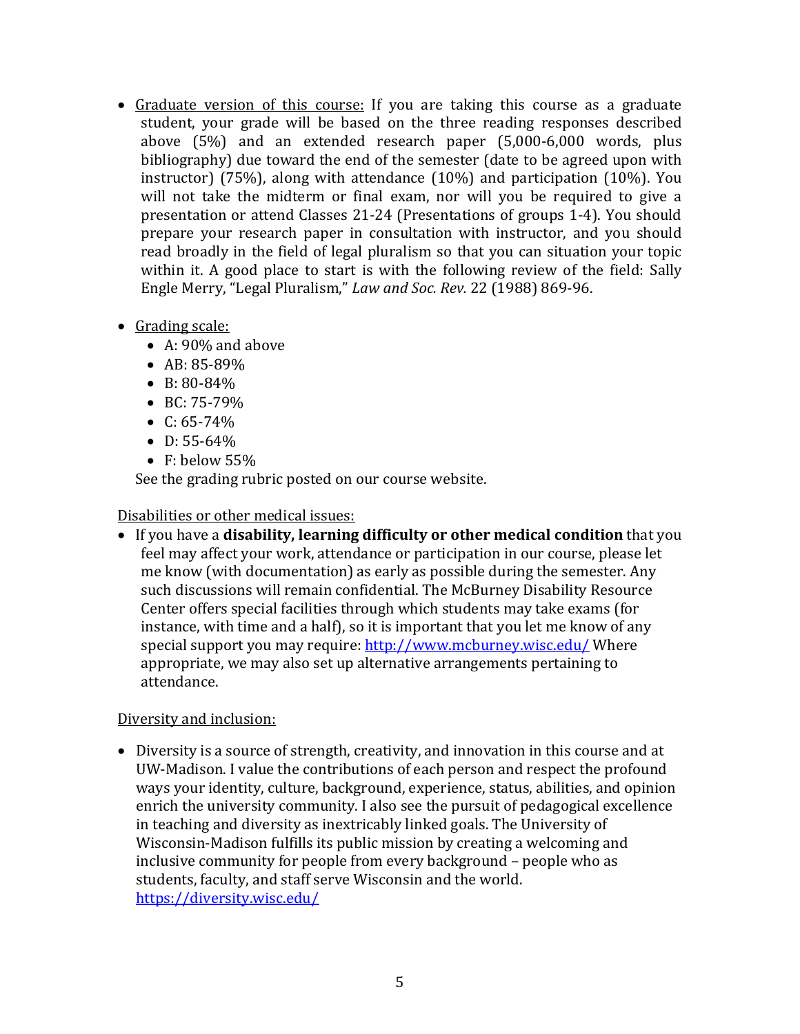- <u>Graduate version of this course:</u> If you are taking this course as a graduate student, your grade will be based on the three reading responses described above (5%) and an extended research paper (5,000-6,000 words, plus bibliography) due toward the end of the semester (date to be agreed upon with instructor) (75%), along with attendance (10%) and participation (10%). You will not take the midterm or final exam, nor will you be required to give a presentation or attend Classes 21-24 (Presentations of groups 1-4). You should prepare your research paper in consultation with instructor, and you should read broadly in the field of legal pluralism so that you can situation your topic within it. A good place to start is with the following review of the field: Sally Engle Merry, "Legal Pluralism," *Law and Soc. Rev.* 22 (1988) 869-96.

- <u>Grading scale:</u>
  - A: 90% and above
  - AB: 85-89%
  - B: 80-84%
  - BC: 75-79%
  - C: 65-74%
  - D: 55-64%
  - F: below 55%

  See the grading rubric posted on our course website.

<u>Disabilities or other medical issues:</u>

- If you have a **disability, learning difficulty or other medical condition** that you feel may affect your work, attendance or participation in our course, please let me know (with documentation) as early as possible during the semester. Any such discussions will remain confidential. The McBurney Disability Resource Center offers special facilities through which students may take exams (for instance, with time and a half), so it is important that you let me know of any special support you may require: [http://www.mcburney.wisc.edu/](http://www.mcburney.wisc.edu/) Where appropriate, we may also set up alternative arrangements pertaining to attendance.

<u>Diversity and inclusion:</u>

- Diversity is a source of strength, creativity, and innovation in this course and at UW-Madison. I value the contributions of each person and respect the profound ways your identity, culture, background, experience, status, abilities, and opinion enrich the university community. I also see the pursuit of pedagogical excellence in teaching and diversity as inextricably linked goals. The University of Wisconsin-Madison fulfills its public mission by creating a welcoming and inclusive community for people from every background – people who as students, faculty, and staff serve Wisconsin and the world. [https://diversity.wisc.edu/](https://diversity.wisc.edu/)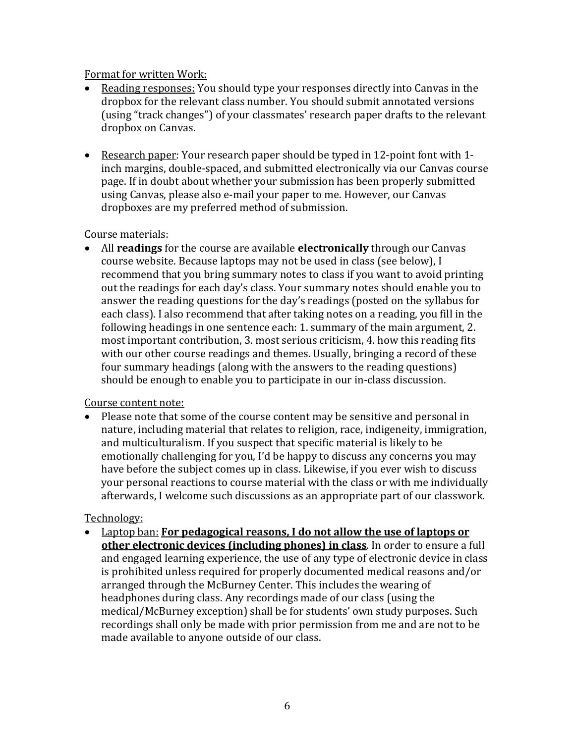Format for written Work:

- Reading responses: You should type your responses directly into Canvas in the dropbox for the relevant class number. You should submit annotated versions (using "track changes") of your classmates' research paper drafts to the relevant dropbox on Canvas.

- Research paper: Your research paper should be typed in 12-point font with 1-inch margins, double-spaced, and submitted electronically via our Canvas course page. If in doubt about whether your submission has been properly submitted using Canvas, please also e-mail your paper to me. However, our Canvas dropboxes are my preferred method of submission.

Course materials:

- All **readings** for the course are available **electronically** through our Canvas course website. Because laptops may not be used in class (see below), I recommend that you bring summary notes to class if you want to avoid printing out the readings for each day's class. Your summary notes should enable you to answer the reading questions for the day's readings (posted on the syllabus for each class). I also recommend that after taking notes on a reading, you fill in the following headings in one sentence each: 1. summary of the main argument, 2. most important contribution, 3. most serious criticism, 4. how this reading fits with our other course readings and themes. Usually, bringing a record of these four summary headings (along with the answers to the reading questions) should be enough to enable you to participate in our in-class discussion.

Course content note:

- Please note that some of the course content may be sensitive and personal in nature, including material that relates to religion, race, indigeneity, immigration, and multiculturalism. If you suspect that specific material is likely to be emotionally challenging for you, I'd be happy to discuss any concerns you may have before the subject comes up in class. Likewise, if you ever wish to discuss your personal reactions to course material with the class or with me individually afterwards, I welcome such discussions as an appropriate part of our classwork.

Technology:

- Laptop ban: **For pedagogical reasons, I do not allow the use of laptops or other electronic devices (including phones) in class**. In order to ensure a full and engaged learning experience, the use of any type of electronic device in class is prohibited unless required for properly documented medical reasons and/or arranged through the McBurney Center. This includes the wearing of headphones during class. Any recordings made of our class (using the medical/McBurney exception) shall be for students' own study purposes. Such recordings shall only be made with prior permission from me and are not to be made available to anyone outside of our class.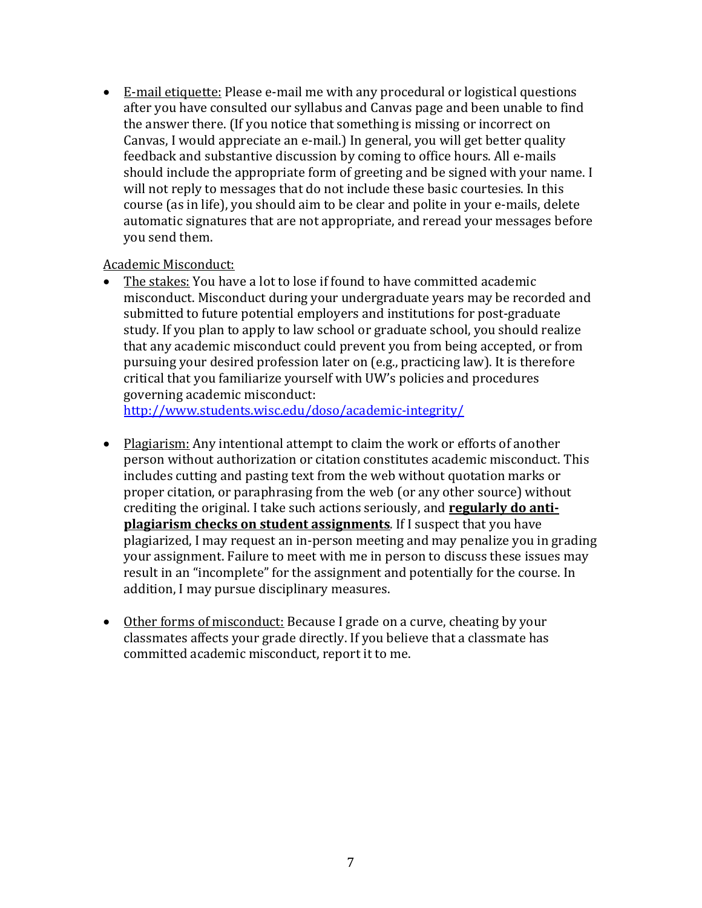- E-mail etiquette: Please e-mail me with any procedural or logistical questions after you have consulted our syllabus and Canvas page and been unable to find the answer there. (If you notice that something is missing or incorrect on Canvas, I would appreciate an e-mail.) In general, you will get better quality feedback and substantive discussion by coming to office hours. All e-mails should include the appropriate form of greeting and be signed with your name. I will not reply to messages that do not include these basic courtesies. In this course (as in life), you should aim to be clear and polite in your e-mails, delete automatic signatures that are not appropriate, and reread your messages before you send them.

Academic Misconduct:

- The stakes: You have a lot to lose if found to have committed academic misconduct. Misconduct during your undergraduate years may be recorded and submitted to future potential employers and institutions for post-graduate study. If you plan to apply to law school or graduate school, you should realize that any academic misconduct could prevent you from being accepted, or from pursuing your desired profession later on (e.g., practicing law). It is therefore critical that you familiarize yourself with UW's policies and procedures governing academic misconduct: [http://www.students.wisc.edu/doso/academic-integrity/](http://www.students.wisc.edu/doso/academic-integrity/)

- Plagiarism: Any intentional attempt to claim the work or efforts of another person without authorization or citation constitutes academic misconduct. This includes cutting and pasting text from the web without quotation marks or proper citation, or paraphrasing from the web (or any other source) without crediting the original. I take such actions seriously, and **regularly do anti-plagiarism checks on student assignments**. If I suspect that you have plagiarized, I may request an in-person meeting and may penalize you in grading your assignment. Failure to meet with me in person to discuss these issues may result in an "incomplete" for the assignment and potentially for the course. In addition, I may pursue disciplinary measures.

- Other forms of misconduct: Because I grade on a curve, cheating by your classmates affects your grade directly. If you believe that a classmate has committed academic misconduct, report it to me.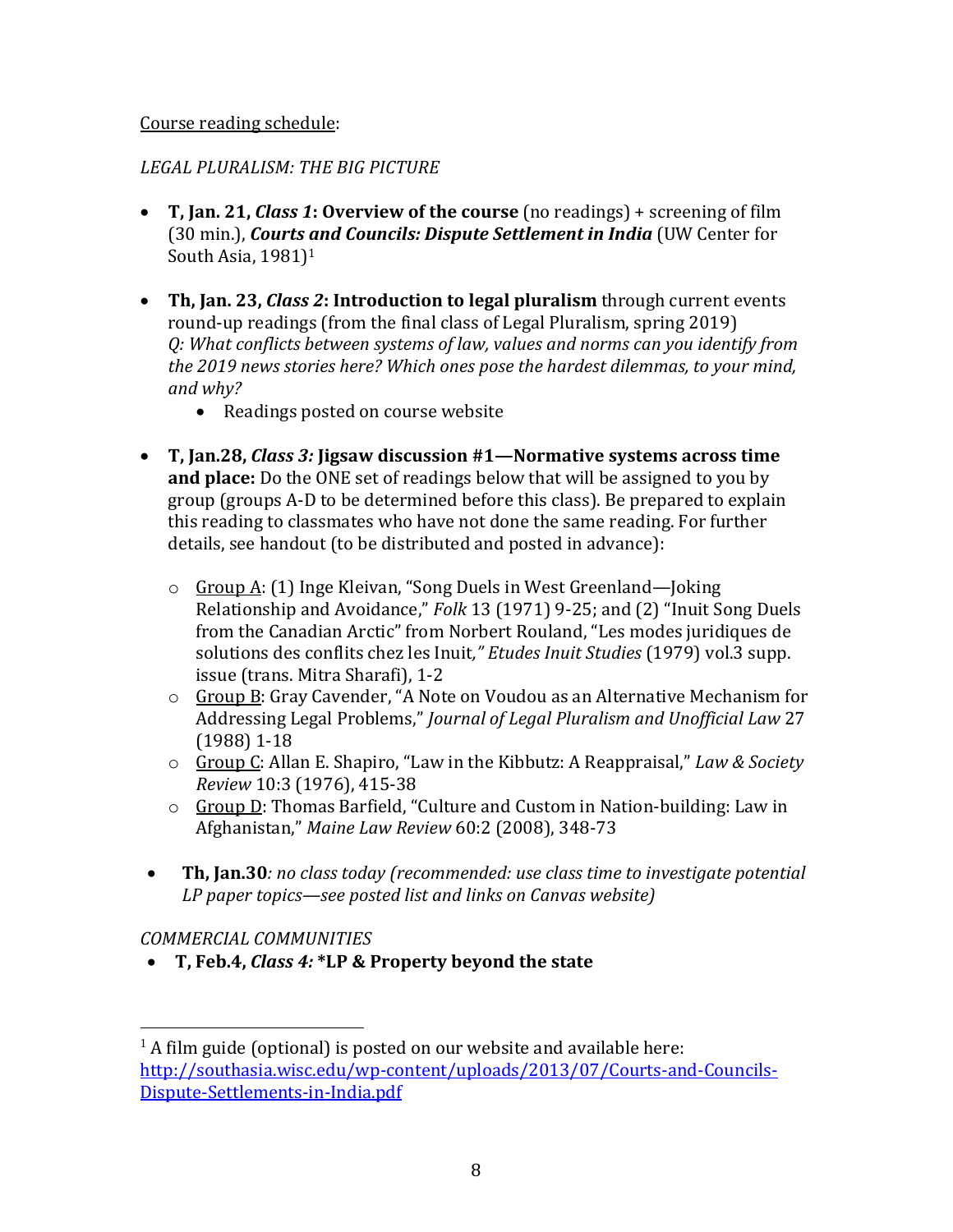<u>Course reading schedule</u>:

*LEGAL PLURALISM: THE BIG PICTURE*

- **T, Jan. 21, *Class 1*: Overview of the course** (no readings) + screening of film (30 min.), ***Courts and Councils: Dispute Settlement in India*** (UW Center for South Asia, 1981)[1]

- **Th, Jan. 23, *Class 2*: Introduction to legal pluralism** through current events round-up readings (from the final class of Legal Pluralism, spring 2019) *Q: What conflicts between systems of law, values and norms can you identify from the 2019 news stories here? Which ones pose the hardest dilemmas, to your mind, and why?*
    - Readings posted on course website

- **T, Jan.28, *Class 3:* Jigsaw discussion #1—Normative systems across time and place:** Do the ONE set of readings below that will be assigned to you by group (groups A-D to be determined before this class). Be prepared to explain this reading to classmates who have not done the same reading. For further details, see handout (to be distributed and posted in advance):
    - <u>Group A</u>: (1) Inge Kleivan, "Song Duels in West Greenland—Joking Relationship and Avoidance," *Folk* 13 (1971) 9-25; and (2) "Inuit Song Duels from the Canadian Arctic" from Norbert Rouland, "Les modes juridiques de solutions des conflits chez les Inuit*," Etudes Inuit Studies* (1979) vol.3 supp. issue (trans. Mitra Sharafi), 1-2
    - <u>Group B</u>: Gray Cavender, "A Note on Voudou as an Alternative Mechanism for Addressing Legal Problems," *Journal of Legal Pluralism and Unofficial Law* 27 (1988) 1-18
    - <u>Group C</u>: Allan E. Shapiro, "Law in the Kibbutz: A Reappraisal," *Law & Society Review* 10:3 (1976), 415-38
    - <u>Group D</u>: Thomas Barfield, "Culture and Custom in Nation-building: Law in Afghanistan," *Maine Law Review* 60:2 (2008), 348-73

- **Th, Jan.30***: no class today (recommended: use class time to investigate potential LP paper topics—see posted list and links on Canvas website)*

*COMMERCIAL COMMUNITIES*

- **T, Feb.4, *Class 4:* *LP & Property beyond the state**

---

[1] A film guide (optional) is posted on our website and available here: <u>http://southasia.wisc.edu/wp-content/uploads/2013/07/Courts-and-Councils-Dispute-Settlements-in-India.pdf</u>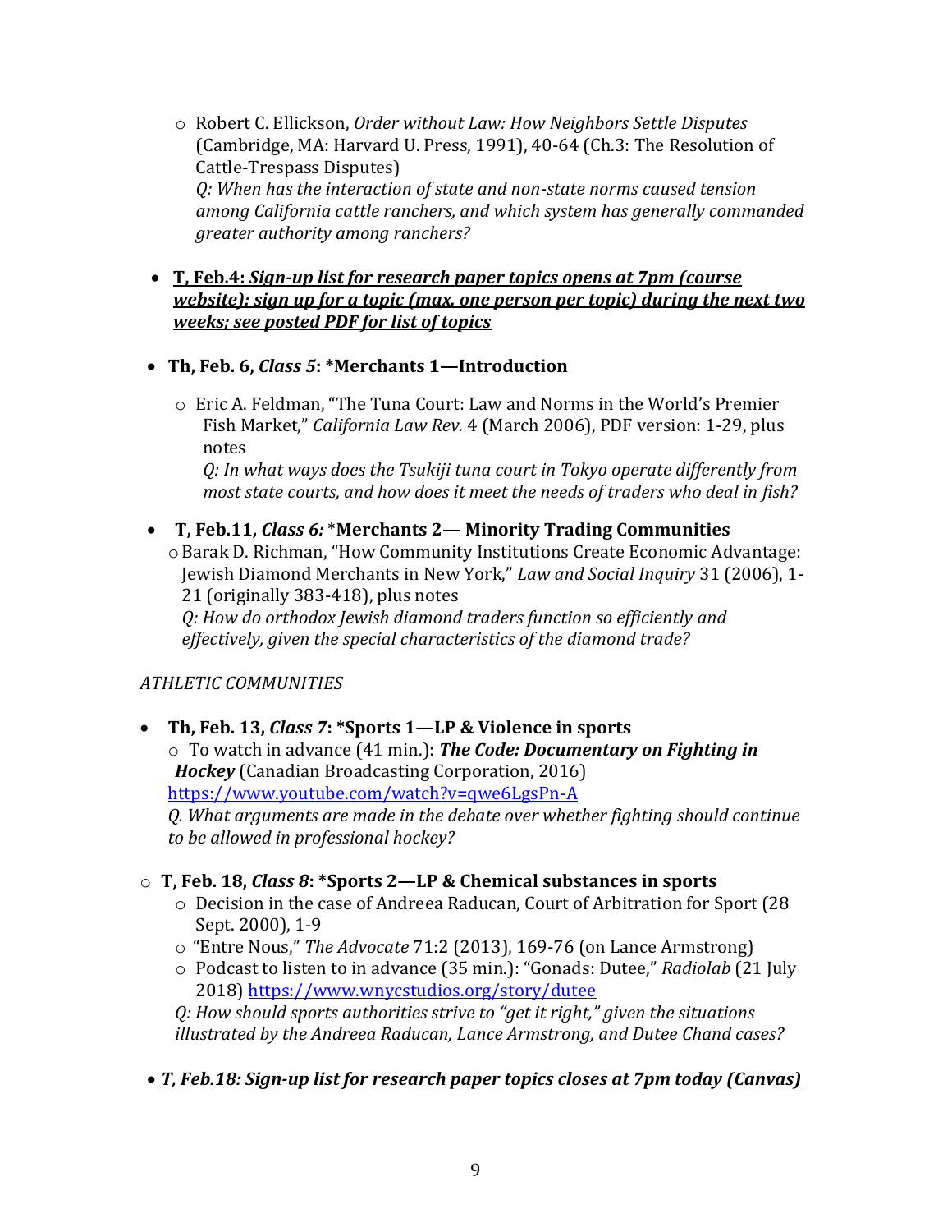- Robert C. Ellickson, *Order without Law: How Neighbors Settle Disputes* (Cambridge, MA: Harvard U. Press, 1991), 40-64 (Ch.3: The Resolution of Cattle-Trespass Disputes)
    *Q: When has the interaction of state and non-state norms caused tension among California cattle ranchers, and which system has generally commanded greater authority among ranchers?*

- **<u>T, Feb.4: *Sign-up list for research paper topics opens at 7pm (course website): sign up for a topic (max. one person per topic) during the next two weeks; see posted PDF for list of topics*</u>**

- **Th, Feb. 6, *Class 5*: *Merchants 1—Introduction**
  - Eric A. Feldman, "The Tuna Court: Law and Norms in the World's Premier Fish Market," *California Law Rev.* 4 (March 2006), PDF version: 1-29, plus notes
    *Q: In what ways does the Tsukiji tuna court in Tokyo operate differently from most state courts, and how does it meet the needs of traders who deal in fish?*

- **T, Feb.11, *Class 6:* *Merchants 2— Minority Trading Communities**
  - Barak D. Richman, "How Community Institutions Create Economic Advantage: Jewish Diamond Merchants in New York," *Law and Social Inquiry* 31 (2006), 1-21 (originally 383-418), plus notes
    *Q: How do orthodox Jewish diamond traders function so efficiently and effectively, given the special characteristics of the diamond trade?*

*ATHLETIC COMMUNITIES*

- **Th, Feb. 13, *Class 7*: *Sports 1—LP & Violence in sports**
  - To watch in advance (41 min.): ***The Code: Documentary on Fighting in Hockey*** (Canadian Broadcasting Corporation, 2016) https://www.youtube.com/watch?v=qwe6LgsPn-A
    *Q. What arguments are made in the debate over whether fighting should continue to be allowed in professional hockey?*

- **T, Feb. 18, *Class 8*: *Sports 2—LP & Chemical substances in sports**
  - Decision in the case of Andreea Raducan, Court of Arbitration for Sport (28 Sept. 2000), 1-9
  - "Entre Nous," *The Advocate* 71:2 (2013), 169-76 (on Lance Armstrong)
  - Podcast to listen to in advance (35 min.): "Gonads: Dutee," *Radiolab* (21 July 2018) https://www.wnycstudios.org/story/dutee
    *Q: How should sports authorities strive to "get it right," given the situations illustrated by the Andreea Raducan, Lance Armstrong, and Dutee Chand cases?*

- ***<u>T, Feb.18: Sign-up list for research paper topics closes at 7pm today (Canvas)</u>***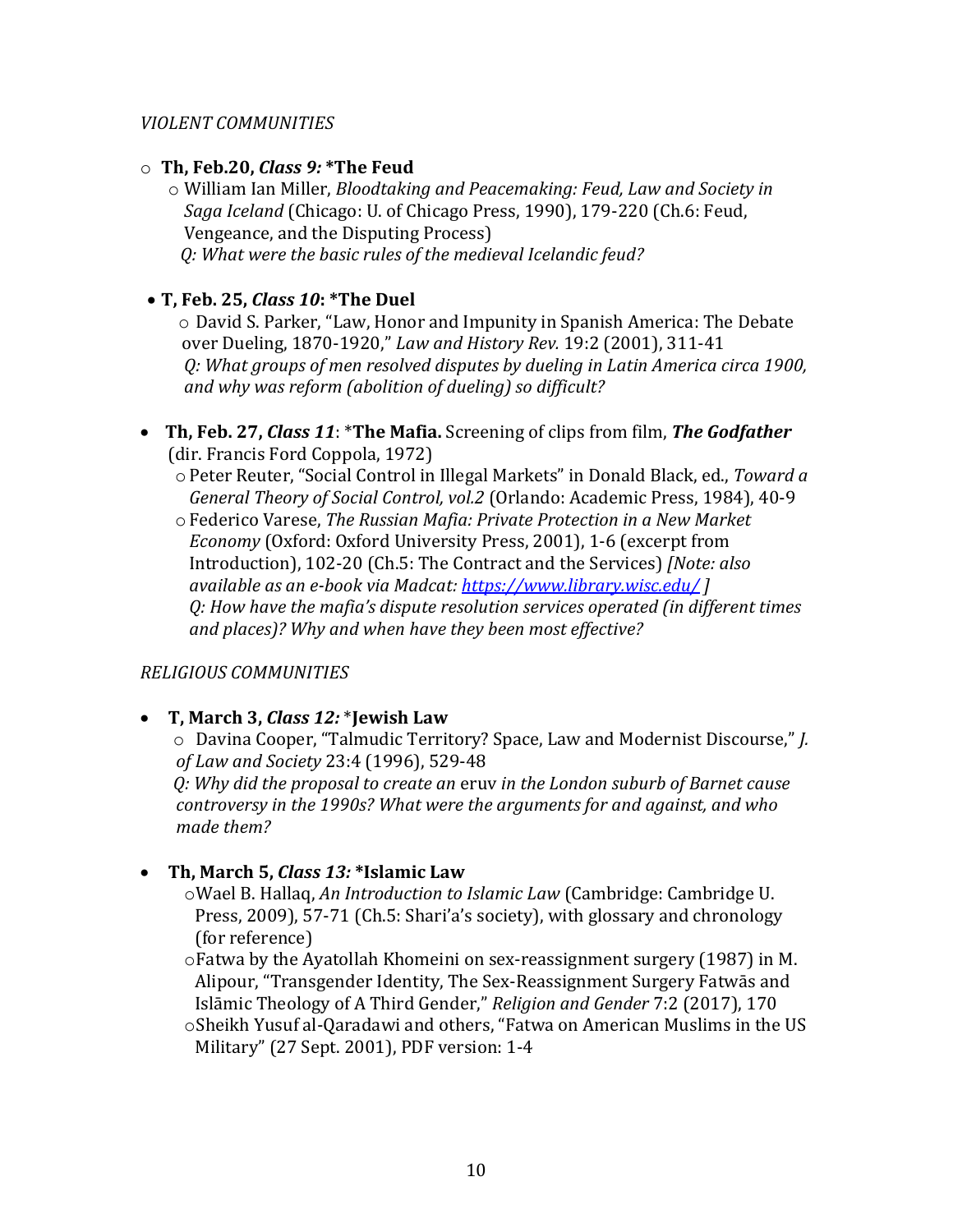*VIOLENT COMMUNITIES*

- **Th, Feb.20, *Class 9:* *The Feud**
  - William Ian Miller, *Bloodtaking and Peacemaking: Feud, Law and Society in Saga Iceland* (Chicago: U. of Chicago Press, 1990), 179-220 (Ch.6: Feud, Vengeance, and the Disputing Process)

    *Q: What were the basic rules of the medieval Icelandic feud?*

- **T, Feb. 25, *Class 10*: *The Duel**
  - David S. Parker, "Law, Honor and Impunity in Spanish America: The Debate over Dueling, 1870-1920," *Law and History Rev.* 19:2 (2001), 311-41

    *Q: What groups of men resolved disputes by dueling in Latin America circa 1900, and why was reform (abolition of dueling) so difficult?*

- **Th, Feb. 27, *Class 11***: ***The Mafia.** Screening of clips from film, ***The Godfather*** (dir. Francis Ford Coppola, 1972)
  - Peter Reuter, "Social Control in Illegal Markets" in Donald Black, ed., *Toward a General Theory of Social Control, vol.2* (Orlando: Academic Press, 1984), 40-9
  - Federico Varese, *The Russian Mafia: Private Protection in a New Market Economy* (Oxford: Oxford University Press, 2001), 1-6 (excerpt from Introduction), 102-20 (Ch.5: The Contract and the Services) *[Note: also available as an e-book via Madcat: https://www.library.wisc.edu/ ]*

    *Q: How have the mafia's dispute resolution services operated (in different times and places)? Why and when have they been most effective?*

*RELIGIOUS COMMUNITIES*

- **T, March 3, *Class 12:* *Jewish Law**
  - Davina Cooper, "Talmudic Territory? Space, Law and Modernist Discourse," *J. of Law and Society* 23:4 (1996), 529-48

    *Q: Why did the proposal to create an* eruv *in the London suburb of Barnet cause controversy in the 1990s? What were the arguments for and against, and who made them?*

- **Th, March 5, *Class 13:* *Islamic Law**
  - Wael B. Hallaq, *An Introduction to Islamic Law* (Cambridge: Cambridge U. Press, 2009), 57-71 (Ch.5: Shari'a's society), with glossary and chronology (for reference)
  - Fatwa by the Ayatollah Khomeini on sex-reassignment surgery (1987) in M. Alipour, "Transgender Identity, The Sex-Reassignment Surgery Fatwās and Islāmic Theology of A Third Gender," *Religion and Gender* 7:2 (2017), 170
  - Sheikh Yusuf al-Qaradawi and others, "Fatwa on American Muslims in the US Military" (27 Sept. 2001), PDF version: 1-4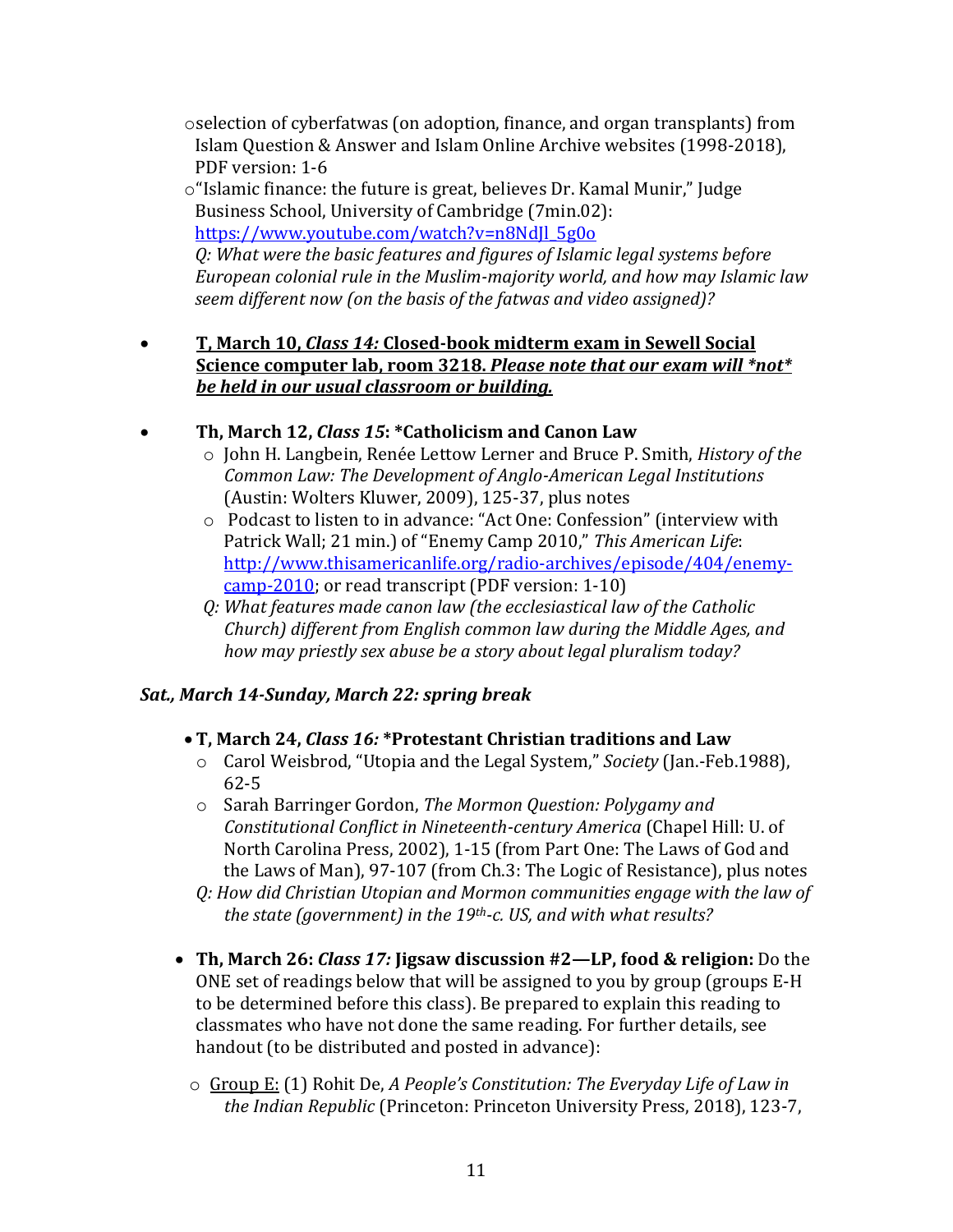- selection of cyberfatwas (on adoption, finance, and organ transplants) from Islam Question & Answer and Islam Online Archive websites (1998-2018), PDF version: 1-6
- "Islamic finance: the future is great, believes Dr. Kamal Munir," Judge Business School, University of Cambridge (7min.02): https://www.youtube.com/watch?v=n8NdJl_5g0o

  *Q: What were the basic features and figures of Islamic legal systems before European colonial rule in the Muslim-majority world, and how may Islamic law seem different now (on the basis of the fatwas and video assigned)?*

- **<u>T, March 10, *Class 14:* Closed-book midterm exam in Sewell Social Science computer lab, room 3218. *Please note that our exam will \*not\* be held in our usual classroom or building.*</u>**

- **Th, March 12, *Class 15*: \*Catholicism and Canon Law**
  - John H. Langbein, Renée Lettow Lerner and Bruce P. Smith, *History of the Common Law: The Development of Anglo-American Legal Institutions* (Austin: Wolters Kluwer, 2009), 125-37, plus notes
  - Podcast to listen to in advance: "Act One: Confession" (interview with Patrick Wall; 21 min.) of "Enemy Camp 2010," *This American Life*: http://www.thisamericanlife.org/radio-archives/episode/404/enemy-camp-2010; or read transcript (PDF version: 1-10)

  *Q: What features made canon law (the ecclesiastical law of the Catholic Church) different from English common law during the Middle Ages, and how may priestly sex abuse be a story about legal pluralism today?*

***Sat., March 14-Sunday, March 22: spring break***

- **T, March 24, *Class 16:* \*Protestant Christian traditions and Law**
  - Carol Weisbrod, "Utopia and the Legal System," *Society* (Jan.-Feb.1988), 62-5
  - Sarah Barringer Gordon, *The Mormon Question: Polygamy and Constitutional Conflict in Nineteenth-century America* (Chapel Hill: U. of North Carolina Press, 2002), 1-15 (from Part One: The Laws of God and the Laws of Man), 97-107 (from Ch.3: The Logic of Resistance), plus notes

  *Q: How did Christian Utopian and Mormon communities engage with the law of the state (government) in the 19th-c. US, and with what results?*

- **Th, March 26: *Class 17:* Jigsaw discussion #2—LP, food & religion:** Do the ONE set of readings below that will be assigned to you by group (groups E-H to be determined before this class). Be prepared to explain this reading to classmates who have not done the same reading. For further details, see handout (to be distributed and posted in advance):
  - <u>Group E:</u> (1) Rohit De, *A People's Constitution: The Everyday Life of Law in the Indian Republic* (Princeton: Princeton University Press, 2018), 123-7,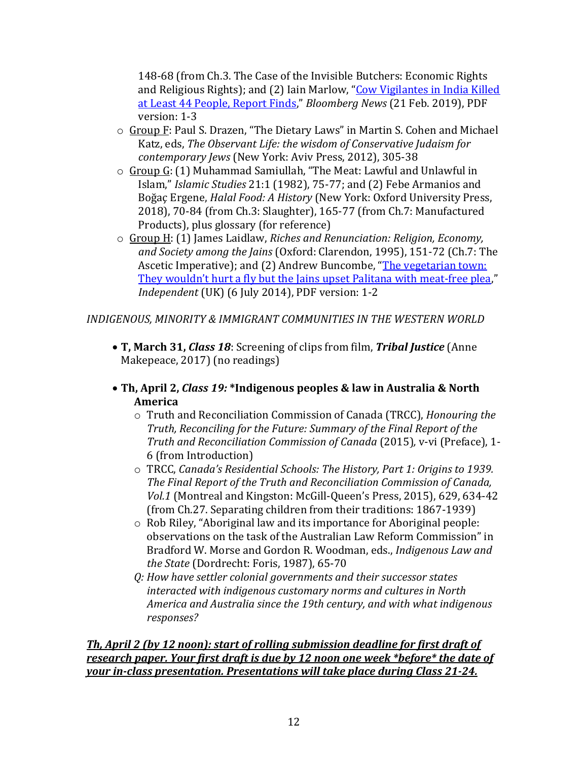148-68 (from Ch.3. The Case of the Invisible Butchers: Economic Rights and Religious Rights); and (2) Iain Marlow, "Cow Vigilantes in India Killed at Least 44 People, Report Finds," *Bloomberg News* (21 Feb. 2019), PDF version: 1-3

- Group F: Paul S. Drazen, "The Dietary Laws" in Martin S. Cohen and Michael Katz, eds, *The Observant Life: the wisdom of Conservative Judaism for contemporary Jews* (New York: Aviv Press, 2012), 305-38
- Group G: (1) Muhammad Samiullah, "The Meat: Lawful and Unlawful in Islam," *Islamic Studies* 21:1 (1982), 75-77; and (2) Febe Armanios and Boğaç Ergene, *Halal Food: A History* (New York: Oxford University Press, 2018), 70-84 (from Ch.3: Slaughter), 165-77 (from Ch.7: Manufactured Products), plus glossary (for reference)
- Group H: (1) James Laidlaw, *Riches and Renunciation: Religion, Economy, and Society among the Jains* (Oxford: Clarendon, 1995), 151-72 (Ch.7: The Ascetic Imperative); and (2) Andrew Buncombe, "The vegetarian town: They wouldn't hurt a fly but the Jains upset Palitana with meat-free plea," *Independent* (UK) (6 July 2014), PDF version: 1-2

*INDIGENOUS, MINORITY & IMMIGRANT COMMUNITIES IN THE WESTERN WORLD*

- **T, March 31, *Class 18***: Screening of clips from film, ***Tribal Justice*** (Anne Makepeace, 2017) (no readings)

- **Th, April 2, *Class 19:* \*Indigenous peoples & law in Australia & North America**
  - Truth and Reconciliation Commission of Canada (TRCC), *Honouring the Truth, Reconciling for the Future: Summary of the Final Report of the Truth and Reconciliation Commission of Canada* (2015), v-vi (Preface), 1-6 (from Introduction)
  - TRCC, *Canada's Residential Schools: The History, Part 1: Origins to 1939. The Final Report of the Truth and Reconciliation Commission of Canada, Vol.1* (Montreal and Kingston: McGill-Queen's Press, 2015), 629, 634-42 (from Ch.27. Separating children from their traditions: 1867-1939)
  - Rob Riley, "Aboriginal law and its importance for Aboriginal people: observations on the task of the Australian Law Reform Commission" in Bradford W. Morse and Gordon R. Woodman, eds., *Indigenous Law and the State* (Dordrecht: Foris, 1987), 65-70
  - *Q: How have settler colonial governments and their successor states interacted with indigenous customary norms and cultures in North America and Australia since the 19th century, and with what indigenous responses?*

***Th, April 2 (by 12 noon): start of rolling submission deadline for first draft of research paper. Your first draft is due by 12 noon one week \*before\* the date of your in-class presentation. Presentations will take place during Class 21-24.***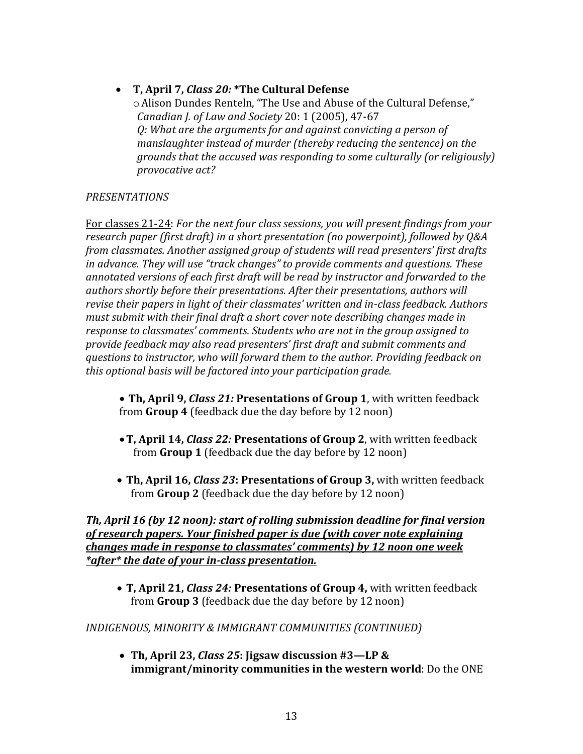- **T, April 7,** ***Class 20:*** **\*The Cultural Defense**
    - Alison Dundes Renteln, "The Use and Abuse of the Cultural Defense," *Canadian J. of Law and Society* 20: 1 (2005), 47-67
      *Q: What are the arguments for and against convicting a person of manslaughter instead of murder (thereby reducing the sentence) on the grounds that the accused was responding to some culturally (or religiously) provocative act?*

*PRESENTATIONS*

<u>For classes 21-24</u>: *For the next four class sessions, you will present findings from your research paper (first draft) in a short presentation (no powerpoint), followed by Q&A from classmates. Another assigned group of students will read presenters' first drafts in advance. They will use "track changes" to provide comments and questions. These annotated versions of each first draft will be read by instructor and forwarded to the authors shortly before their presentations. After their presentations, authors will revise their papers in light of their classmates' written and in-class feedback. Authors must submit with their final draft a short cover note describing changes made in response to classmates' comments. Students who are not in the group assigned to provide feedback may also read presenters' first draft and submit comments and questions to instructor, who will forward them to the author. Providing feedback on this optional basis will be factored into your participation grade.*

- **Th, April 9,** ***Class 21:*** **Presentations of Group 1**, with written feedback from **Group 4** (feedback due the day before by 12 noon)

- **T, April 14,** ***Class 22:*** **Presentations of Group 2**, with written feedback from **Group 1** (feedback due the day before by 12 noon)

- **Th, April 16,** ***Class 23*****: Presentations of Group 3,** with written feedback from **Group 2** (feedback due the day before by 12 noon)

***<u>Th, April 16 (by 12 noon): start of rolling submission deadline for final version of research papers. Your finished paper is due (with cover note explaining changes made in response to classmates' comments) by 12 noon one week *after* the date of your in-class presentation.</u>***

- **T, April 21,** ***Class 24:*** **Presentations of Group 4,** with written feedback from **Group 3** (feedback due the day before by 12 noon)

*INDIGENOUS, MINORITY & IMMIGRANT COMMUNITIES (CONTINUED)*

- **Th, April 23,** ***Class 25*****: Jigsaw discussion #3—LP & immigrant/minority communities in the western world**: Do the ONE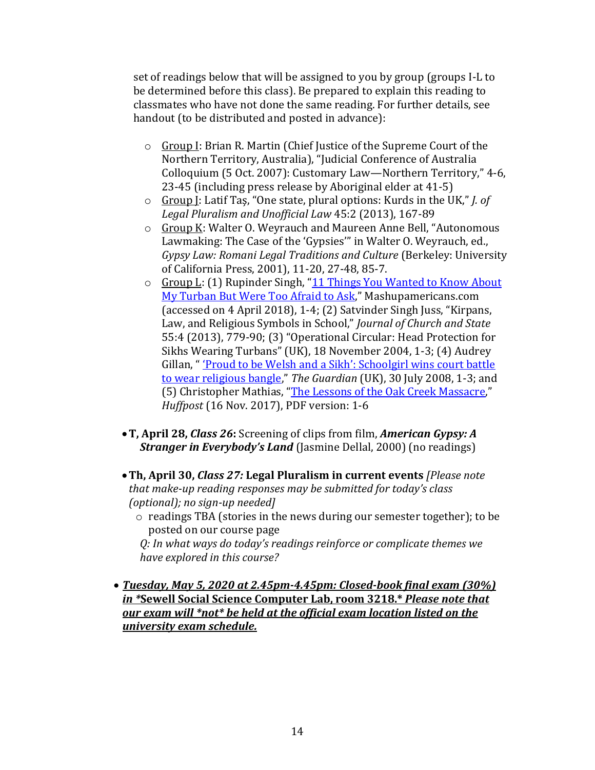set of readings below that will be assigned to you by group (groups I-L to be determined before this class). Be prepared to explain this reading to classmates who have not done the same reading. For further details, see handout (to be distributed and posted in advance):

- Group I: Brian R. Martin (Chief Justice of the Supreme Court of the Northern Territory, Australia), "Judicial Conference of Australia Colloquium (5 Oct. 2007): Customary Law—Northern Territory," 4-6, 23-45 (including press release by Aboriginal elder at 41-5)
- Group J: Latif Taş, "One state, plural options: Kurds in the UK," *J. of Legal Pluralism and Unofficial Law* 45:2 (2013), 167-89
- Group K: Walter O. Weyrauch and Maureen Anne Bell, "Autonomous Lawmaking: The Case of the 'Gypsies'" in Walter O. Weyrauch, ed., *Gypsy Law: Romani Legal Traditions and Culture* (Berkeley: University of California Press, 2001), 11-20, 27-48, 85-7.
- Group L: (1) Rupinder Singh, "11 Things You Wanted to Know About My Turban But Were Too Afraid to Ask," Mashupamericans.com (accessed on 4 April 2018), 1-4; (2) Satvinder Singh Juss, "Kirpans, Law, and Religious Symbols in School," *Journal of Church and State* 55:4 (2013), 779-90; (3) "Operational Circular: Head Protection for Sikhs Wearing Turbans" (UK), 18 November 2004, 1-3; (4) Audrey Gillan, " 'Proud to be Welsh and a Sikh': Schoolgirl wins court battle to wear religious bangle," *The Guardian* (UK), 30 July 2008, 1-3; and (5) Christopher Mathias, "The Lessons of the Oak Creek Massacre," *Huffpost* (16 Nov. 2017), PDF version: 1-6

- **T, April 28, *Class 26*:** Screening of clips from film, ***American Gypsy: A Stranger in Everybody's Land*** (Jasmine Dellal, 2000) (no readings)

- **Th, April 30, *Class 27:* Legal Pluralism in current events** *[Please note that make-up reading responses may be submitted for today's class (optional); no sign-up needed]*
  - readings TBA (stories in the news during our semester together); to be posted on our course page

  *Q: In what ways do today's readings reinforce or complicate themes we have explored in this course?*

- ***Tuesday, May 5, 2020 at 2.45pm-4.45pm: Closed-book final exam (30%) in* \*Sewell Social Science Computer Lab, room 3218.\* *Please note that our exam will \*not\* be held at the official exam location listed on the university exam schedule.***